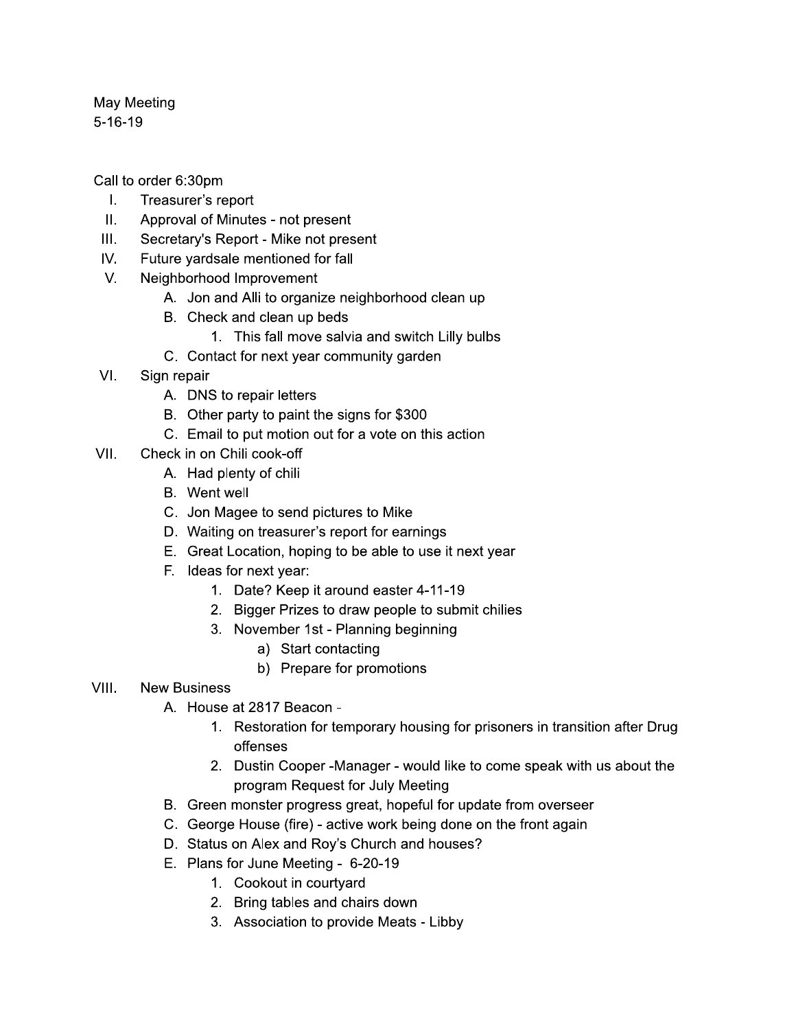May Meeting
5-16-19

Call to order 6:30pm

I. Treasurer's report
II. Approval of Minutes - not present
III. Secretary's Report - Mike not present
IV. Future yardsale mentioned for fall
V. Neighborhood Improvement
    A. Jon and Alli to organize neighborhood clean up
    B. Check and clean up beds
        1. This fall move salvia and switch Lilly bulbs
    C. Contact for next year community garden
VI. Sign repair
    A. DNS to repair letters
    B. Other party to paint the signs for $300
    C. Email to put motion out for a vote on this action
VII. Check in on Chili cook-off
    A. Had plenty of chili
    B. Went well
    C. Jon Magee to send pictures to Mike
    D. Waiting on treasurer's report for earnings
    E. Great Location, hoping to be able to use it next year
    F. Ideas for next year:
        1. Date? Keep it around easter 4-11-19
        2. Bigger Prizes to draw people to submit chilies
        3. November 1st - Planning beginning
            a) Start contacting
            b) Prepare for promotions
VIII. New Business
    A. House at 2817 Beacon -
        1. Restoration for temporary housing for prisoners in transition after Drug offenses
        2. Dustin Cooper -Manager - would like to come speak with us about the program Request for July Meeting
    B. Green monster progress great, hopeful for update from overseer
    C. George House (fire) - active work being done on the front again
    D. Status on Alex and Roy's Church and houses?
    E. Plans for June Meeting - 6-20-19
        1. Cookout in courtyard
        2. Bring tables and chairs down
        3. Association to provide Meats - Libby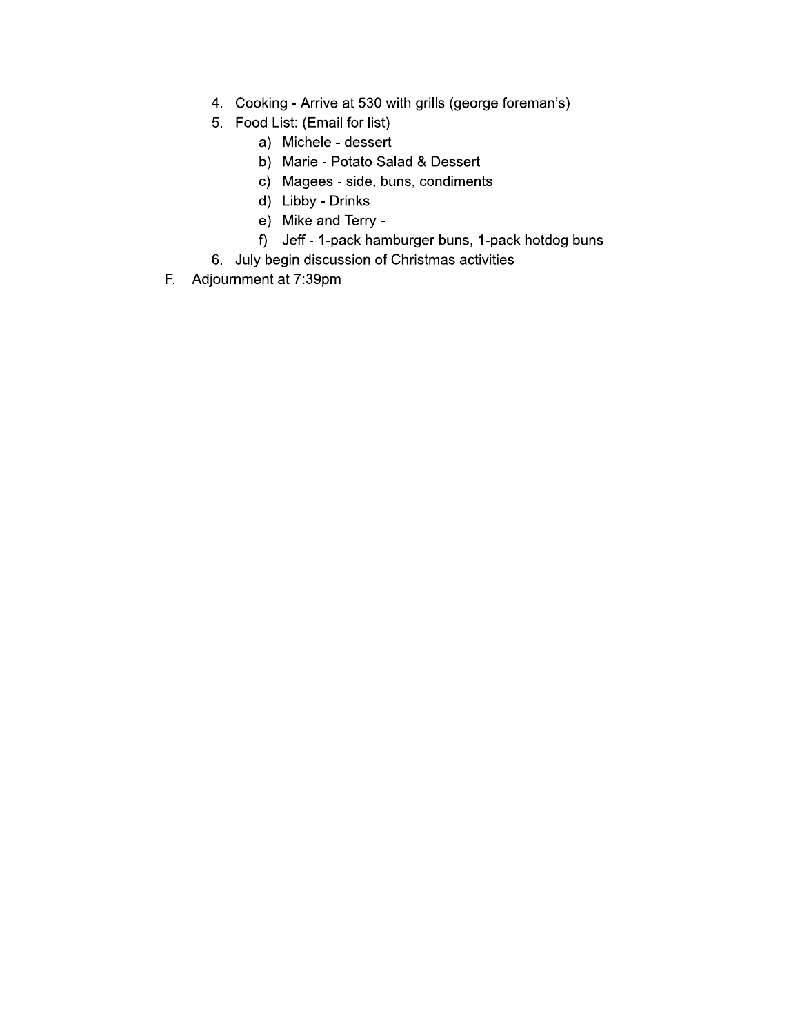4. Cooking - Arrive at 530 with grills (george foreman's)
5. Food List: (Email for list)
    a) Michele - dessert
    b) Marie - Potato Salad & Dessert
    c) Magees - side, buns, condiments
    d) Libby - Drinks
    e) Mike and Terry -
    f) Jeff - 1-pack hamburger buns, 1-pack hotdog buns
6. July begin discussion of Christmas activities

F. Adjournment at 7:39pm